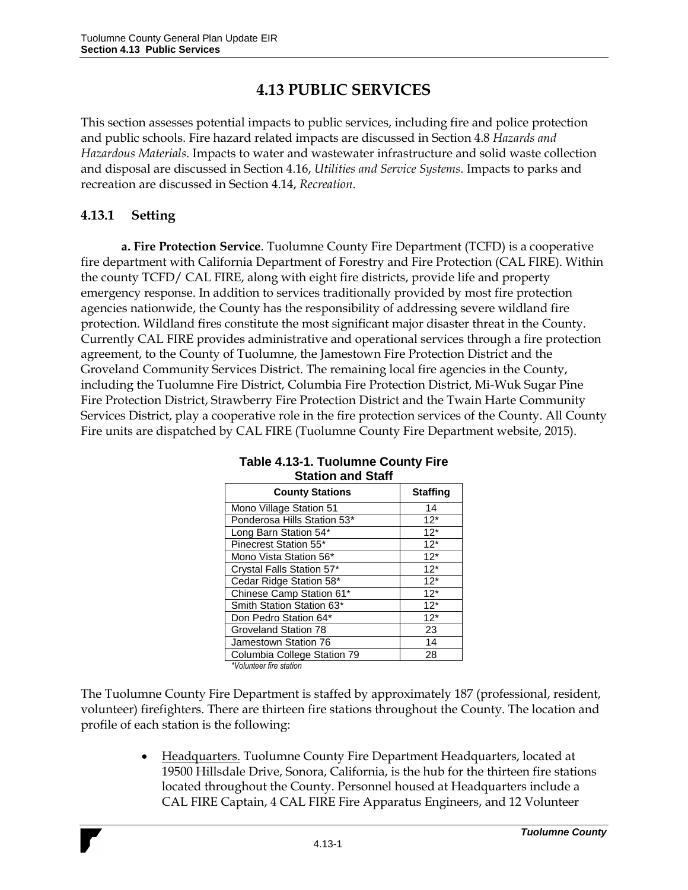# 4.13 PUBLIC SERVICES

This section assesses potential impacts to public services, including fire and police protection and public schools. Fire hazard related impacts are discussed in Section 4.8 *Hazards and Hazardous Materials*. Impacts to water and wastewater infrastructure and solid waste collection and disposal are discussed in Section 4.16, *Utilities and Service Systems*. Impacts to parks and recreation are discussed in Section 4.14, *Recreation*.

## 4.13.1 Setting

**a. Fire Protection Service**. Tuolumne County Fire Department (TCFD) is a cooperative fire department with California Department of Forestry and Fire Protection (CAL FIRE). Within the county TCFD/ CAL FIRE, along with eight fire districts, provide life and property emergency response. In addition to services traditionally provided by most fire protection agencies nationwide, the County has the responsibility of addressing severe wildland fire protection. Wildland fires constitute the most significant major disaster threat in the County. Currently CAL FIRE provides administrative and operational services through a fire protection agreement, to the County of Tuolumne, the Jamestown Fire Protection District and the Groveland Community Services District. The remaining local fire agencies in the County, including the Tuolumne Fire District, Columbia Fire Protection District, Mi-Wuk Sugar Pine Fire Protection District, Strawberry Fire Protection District and the Twain Harte Community Services District, play a cooperative role in the fire protection services of the County. All County Fire units are dispatched by CAL FIRE (Tuolumne County Fire Department website, 2015).

**Table 4.13-1. Tuolumne County Fire Station and Staff**

| County Stations | Staffing |
|---|---|
| Mono Village Station 51 | 14 |
| Ponderosa Hills Station 53* | 12* |
| Long Barn Station 54* | 12* |
| Pinecrest Station 55* | 12* |
| Mono Vista Station 56* | 12* |
| Crystal Falls Station 57* | 12* |
| Cedar Ridge Station 58* | 12* |
| Chinese Camp Station 61* | 12* |
| Smith Station Station 63* | 12* |
| Don Pedro Station 64* | 12* |
| Groveland Station 78 | 23 |
| Jamestown Station 76 | 14 |
| Columbia College Station 79 | 28 |

*Volunteer fire station*

The Tuolumne County Fire Department is staffed by approximately 187 (professional, resident, volunteer) firefighters. There are thirteen fire stations throughout the County. The location and profile of each station is the following:

- Headquarters. Tuolumne County Fire Department Headquarters, located at 19500 Hillsdale Drive, Sonora, California, is the hub for the thirteen fire stations located throughout the County. Personnel housed at Headquarters include a CAL FIRE Captain, 4 CAL FIRE Fire Apparatus Engineers, and 12 Volunteer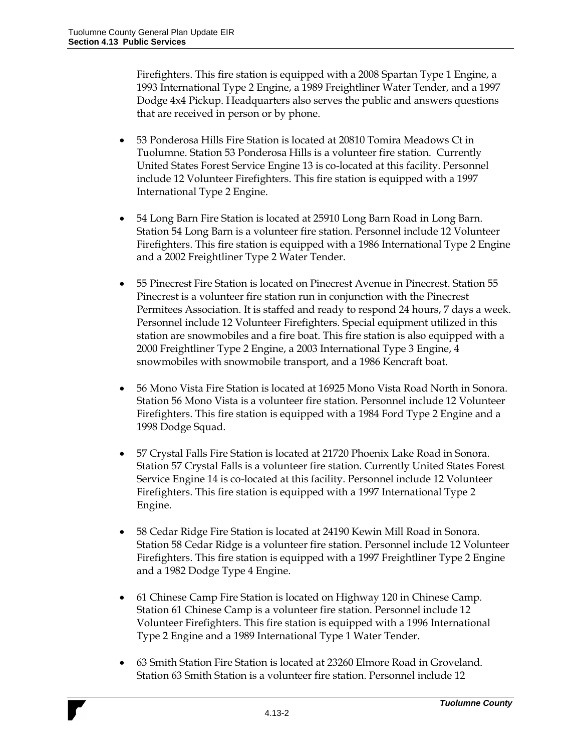Firefighters. This fire station is equipped with a 2008 Spartan Type 1 Engine, a 1993 International Type 2 Engine, a 1989 Freightliner Water Tender, and a 1997 Dodge 4x4 Pickup. Headquarters also serves the public and answers questions that are received in person or by phone.

- 53 Ponderosa Hills Fire Station is located at 20810 Tomira Meadows Ct in Tuolumne. Station 53 Ponderosa Hills is a volunteer fire station. Currently United States Forest Service Engine 13 is co-located at this facility. Personnel include 12 Volunteer Firefighters. This fire station is equipped with a 1997 International Type 2 Engine.

- 54 Long Barn Fire Station is located at 25910 Long Barn Road in Long Barn. Station 54 Long Barn is a volunteer fire station. Personnel include 12 Volunteer Firefighters. This fire station is equipped with a 1986 International Type 2 Engine and a 2002 Freightliner Type 2 Water Tender.

- 55 Pinecrest Fire Station is located on Pinecrest Avenue in Pinecrest. Station 55 Pinecrest is a volunteer fire station run in conjunction with the Pinecrest Permitees Association. It is staffed and ready to respond 24 hours, 7 days a week. Personnel include 12 Volunteer Firefighters. Special equipment utilized in this station are snowmobiles and a fire boat. This fire station is also equipped with a 2000 Freightliner Type 2 Engine, a 2003 International Type 3 Engine, 4 snowmobiles with snowmobile transport, and a 1986 Kencraft boat.

- 56 Mono Vista Fire Station is located at 16925 Mono Vista Road North in Sonora. Station 56 Mono Vista is a volunteer fire station. Personnel include 12 Volunteer Firefighters. This fire station is equipped with a 1984 Ford Type 2 Engine and a 1998 Dodge Squad.

- 57 Crystal Falls Fire Station is located at 21720 Phoenix Lake Road in Sonora. Station 57 Crystal Falls is a volunteer fire station. Currently United States Forest Service Engine 14 is co-located at this facility. Personnel include 12 Volunteer Firefighters. This fire station is equipped with a 1997 International Type 2 Engine.

- 58 Cedar Ridge Fire Station is located at 24190 Kewin Mill Road in Sonora. Station 58 Cedar Ridge is a volunteer fire station. Personnel include 12 Volunteer Firefighters. This fire station is equipped with a 1997 Freightliner Type 2 Engine and a 1982 Dodge Type 4 Engine.

- 61 Chinese Camp Fire Station is located on Highway 120 in Chinese Camp. Station 61 Chinese Camp is a volunteer fire station. Personnel include 12 Volunteer Firefighters. This fire station is equipped with a 1996 International Type 2 Engine and a 1989 International Type 1 Water Tender.

- 63 Smith Station Fire Station is located at 23260 Elmore Road in Groveland. Station 63 Smith Station is a volunteer fire station. Personnel include 12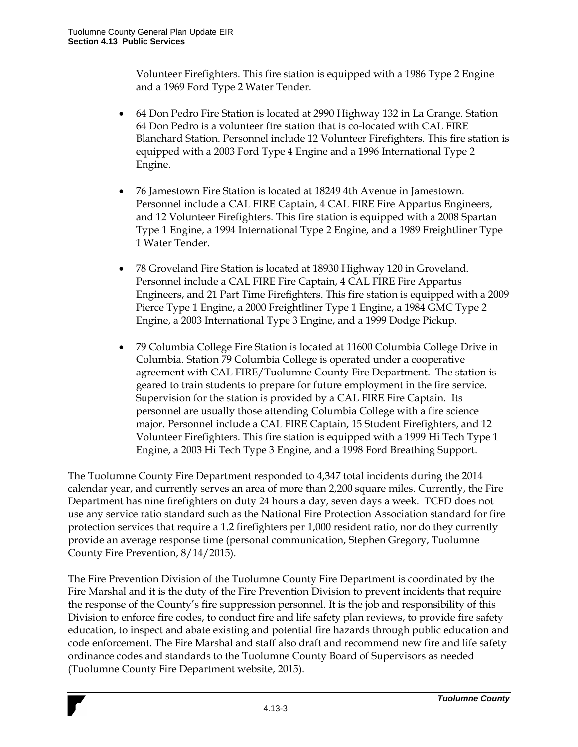Volunteer Firefighters. This fire station is equipped with a 1986 Type 2 Engine and a 1969 Ford Type 2 Water Tender.

- 64 Don Pedro Fire Station is located at 2990 Highway 132 in La Grange. Station 64 Don Pedro is a volunteer fire station that is co-located with CAL FIRE Blanchard Station. Personnel include 12 Volunteer Firefighters. This fire station is equipped with a 2003 Ford Type 4 Engine and a 1996 International Type 2 Engine.

- 76 Jamestown Fire Station is located at 18249 4th Avenue in Jamestown. Personnel include a CAL FIRE Captain, 4 CAL FIRE Fire Appartus Engineers, and 12 Volunteer Firefighters. This fire station is equipped with a 2008 Spartan Type 1 Engine, a 1994 International Type 2 Engine, and a 1989 Freightliner Type 1 Water Tender.

- 78 Groveland Fire Station is located at 18930 Highway 120 in Groveland. Personnel include a CAL FIRE Fire Captain, 4 CAL FIRE Fire Appartus Engineers, and 21 Part Time Firefighters. This fire station is equipped with a 2009 Pierce Type 1 Engine, a 2000 Freightliner Type 1 Engine, a 1984 GMC Type 2 Engine, a 2003 International Type 3 Engine, and a 1999 Dodge Pickup.

- 79 Columbia College Fire Station is located at 11600 Columbia College Drive in Columbia. Station 79 Columbia College is operated under a cooperative agreement with CAL FIRE/Tuolumne County Fire Department. The station is geared to train students to prepare for future employment in the fire service. Supervision for the station is provided by a CAL FIRE Fire Captain. Its personnel are usually those attending Columbia College with a fire science major. Personnel include a CAL FIRE Captain, 15 Student Firefighters, and 12 Volunteer Firefighters. This fire station is equipped with a 1999 Hi Tech Type 1 Engine, a 2003 Hi Tech Type 3 Engine, and a 1998 Ford Breathing Support.

The Tuolumne County Fire Department responded to 4,347 total incidents during the 2014 calendar year, and currently serves an area of more than 2,200 square miles. Currently, the Fire Department has nine firefighters on duty 24 hours a day, seven days a week. TCFD does not use any service ratio standard such as the National Fire Protection Association standard for fire protection services that require a 1.2 firefighters per 1,000 resident ratio, nor do they currently provide an average response time (personal communication, Stephen Gregory, Tuolumne County Fire Prevention, 8/14/2015).

The Fire Prevention Division of the Tuolumne County Fire Department is coordinated by the Fire Marshal and it is the duty of the Fire Prevention Division to prevent incidents that require the response of the County's fire suppression personnel. It is the job and responsibility of this Division to enforce fire codes, to conduct fire and life safety plan reviews, to provide fire safety education, to inspect and abate existing and potential fire hazards through public education and code enforcement. The Fire Marshal and staff also draft and recommend new fire and life safety ordinance codes and standards to the Tuolumne County Board of Supervisors as needed (Tuolumne County Fire Department website, 2015).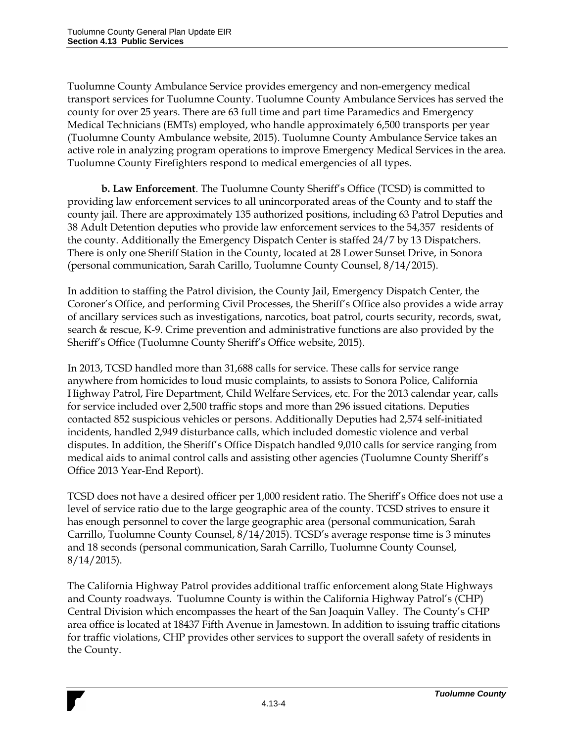Tuolumne County Ambulance Service provides emergency and non-emergency medical transport services for Tuolumne County. Tuolumne County Ambulance Services has served the county for over 25 years. There are 63 full time and part time Paramedics and Emergency Medical Technicians (EMTs) employed, who handle approximately 6,500 transports per year (Tuolumne County Ambulance website, 2015). Tuolumne County Ambulance Service takes an active role in analyzing program operations to improve Emergency Medical Services in the area. Tuolumne County Firefighters respond to medical emergencies of all types.

**b. Law Enforcement**. The Tuolumne County Sheriff's Office (TCSD) is committed to providing law enforcement services to all unincorporated areas of the County and to staff the county jail. There are approximately 135 authorized positions, including 63 Patrol Deputies and 38 Adult Detention deputies who provide law enforcement services to the 54,357 residents of the county. Additionally the Emergency Dispatch Center is staffed 24/7 by 13 Dispatchers. There is only one Sheriff Station in the County, located at 28 Lower Sunset Drive, in Sonora (personal communication, Sarah Carillo, Tuolumne County Counsel, 8/14/2015).

In addition to staffing the Patrol division, the County Jail, Emergency Dispatch Center, the Coroner's Office, and performing Civil Processes, the Sheriff's Office also provides a wide array of ancillary services such as investigations, narcotics, boat patrol, courts security, records, swat, search & rescue, K-9. Crime prevention and administrative functions are also provided by the Sheriff's Office (Tuolumne County Sheriff's Office website, 2015).

In 2013, TCSD handled more than 31,688 calls for service. These calls for service range anywhere from homicides to loud music complaints, to assists to Sonora Police, California Highway Patrol, Fire Department, Child Welfare Services, etc. For the 2013 calendar year, calls for service included over 2,500 traffic stops and more than 296 issued citations. Deputies contacted 852 suspicious vehicles or persons. Additionally Deputies had 2,574 self-initiated incidents, handled 2,949 disturbance calls, which included domestic violence and verbal disputes. In addition, the Sheriff's Office Dispatch handled 9,010 calls for service ranging from medical aids to animal control calls and assisting other agencies (Tuolumne County Sheriff's Office 2013 Year-End Report).

TCSD does not have a desired officer per 1,000 resident ratio. The Sheriff's Office does not use a level of service ratio due to the large geographic area of the county. TCSD strives to ensure it has enough personnel to cover the large geographic area (personal communication, Sarah Carrillo, Tuolumne County Counsel, 8/14/2015). TCSD's average response time is 3 minutes and 18 seconds (personal communication, Sarah Carrillo, Tuolumne County Counsel, 8/14/2015).

The California Highway Patrol provides additional traffic enforcement along State Highways and County roadways. Tuolumne County is within the California Highway Patrol's (CHP) Central Division which encompasses the heart of the San Joaquin Valley. The County's CHP area office is located at 18437 Fifth Avenue in Jamestown. In addition to issuing traffic citations for traffic violations, CHP provides other services to support the overall safety of residents in the County.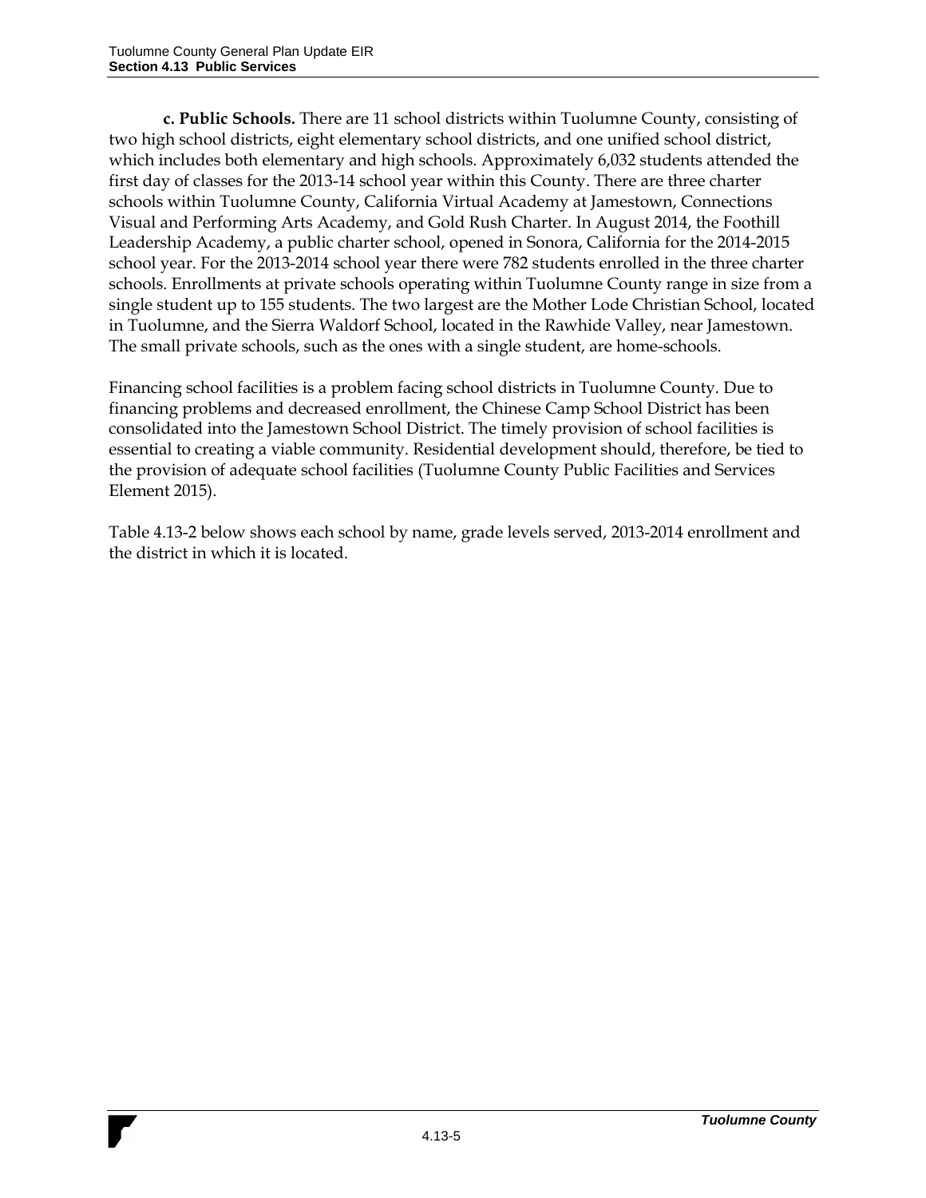**c. Public Schools.** There are 11 school districts within Tuolumne County, consisting of two high school districts, eight elementary school districts, and one unified school district, which includes both elementary and high schools. Approximately 6,032 students attended the first day of classes for the 2013-14 school year within this County. There are three charter schools within Tuolumne County, California Virtual Academy at Jamestown, Connections Visual and Performing Arts Academy, and Gold Rush Charter. In August 2014, the Foothill Leadership Academy, a public charter school, opened in Sonora, California for the 2014-2015 school year. For the 2013-2014 school year there were 782 students enrolled in the three charter schools. Enrollments at private schools operating within Tuolumne County range in size from a single student up to 155 students. The two largest are the Mother Lode Christian School, located in Tuolumne, and the Sierra Waldorf School, located in the Rawhide Valley, near Jamestown. The small private schools, such as the ones with a single student, are home-schools.

Financing school facilities is a problem facing school districts in Tuolumne County. Due to financing problems and decreased enrollment, the Chinese Camp School District has been consolidated into the Jamestown School District. The timely provision of school facilities is essential to creating a viable community. Residential development should, therefore, be tied to the provision of adequate school facilities (Tuolumne County Public Facilities and Services Element 2015).

Table 4.13-2 below shows each school by name, grade levels served, 2013-2014 enrollment and the district in which it is located.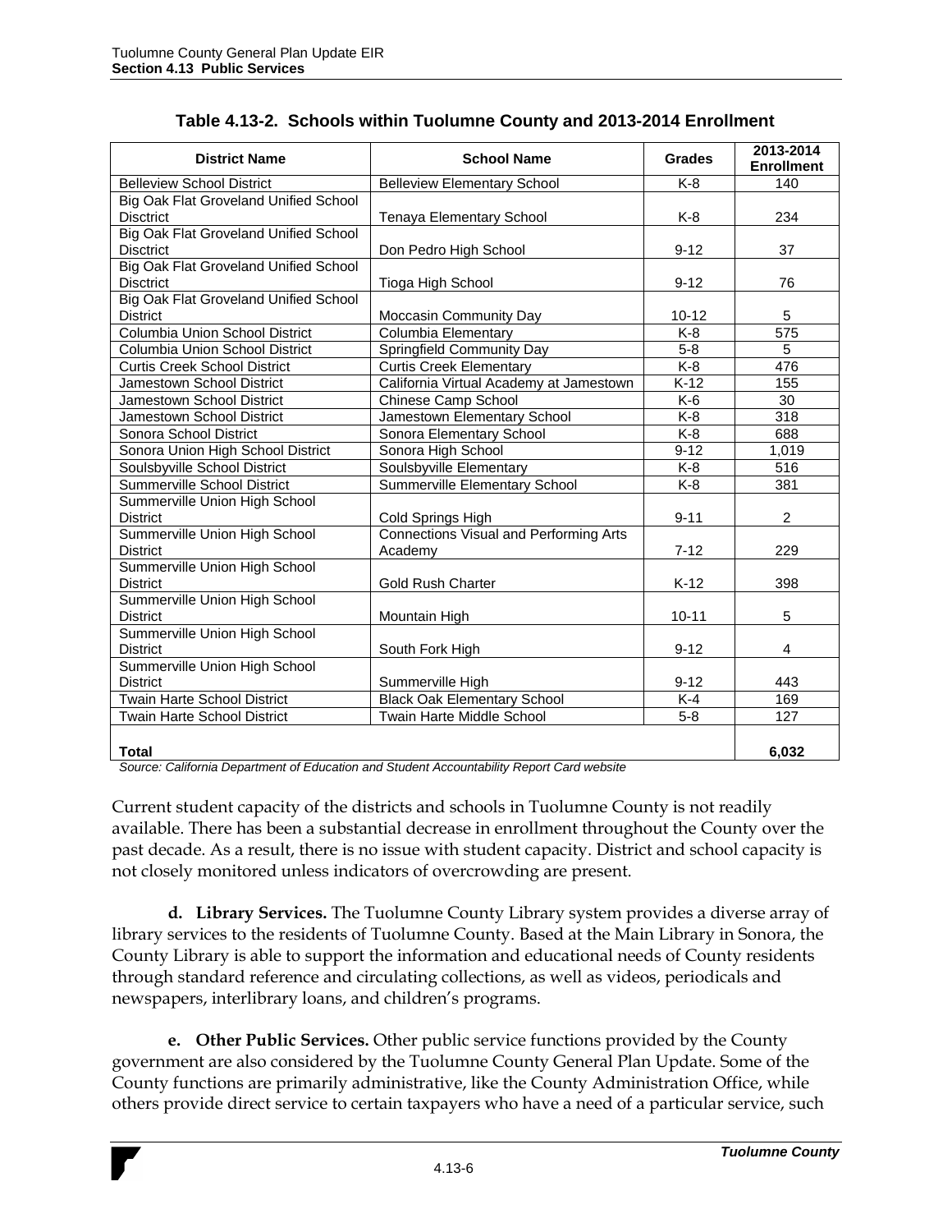**Table 4.13-2. Schools within Tuolumne County and 2013-2014 Enrollment**

| District Name | School Name | Grades | 2013-2014 Enrollment |
|---|---|---|---|
| Belleview School District | Belleview Elementary School | K-8 | 140 |
| Big Oak Flat Groveland Unified School Disctrict | Tenaya Elementary School | K-8 | 234 |
| Big Oak Flat Groveland Unified School Disctrict | Don Pedro High School | 9-12 | 37 |
| Big Oak Flat Groveland Unified School Disctrict | Tioga High School | 9-12 | 76 |
| Big Oak Flat Groveland Unified School District | Moccasin Community Day | 10-12 | 5 |
| Columbia Union School District | Columbia Elementary | K-8 | 575 |
| Columbia Union School District | Springfield Community Day | 5-8 | 5 |
| Curtis Creek School District | Curtis Creek Elementary | K-8 | 476 |
| Jamestown School District | California Virtual Academy at Jamestown | K-12 | 155 |
| Jamestown School District | Chinese Camp School | K-6 | 30 |
| Jamestown School District | Jamestown Elementary School | K-8 | 318 |
| Sonora School District | Sonora Elementary School | K-8 | 688 |
| Sonora Union High School District | Sonora High School | 9-12 | 1,019 |
| Soulsbyville School District | Soulsbyville Elementary | K-8 | 516 |
| Summerville School District | Summerville Elementary School | K-8 | 381 |
| Summerville Union High School District | Cold Springs High | 9-11 | 2 |
| Summerville Union High School District | Connections Visual and Performing Arts Academy | 7-12 | 229 |
| Summerville Union High School District | Gold Rush Charter | K-12 | 398 |
| Summerville Union High School District | Mountain High | 10-11 | 5 |
| Summerville Union High School District | South Fork High | 9-12 | 4 |
| Summerville Union High School District | Summerville High | 9-12 | 443 |
| Twain Harte School District | Black Oak Elementary School | K-4 | 169 |
| Twain Harte School District | Twain Harte Middle School | 5-8 | 127 |
| **Total** | | | **6,032** |

*Source: California Department of Education and Student Accountability Report Card website*

Current student capacity of the districts and schools in Tuolumne County is not readily available. There has been a substantial decrease in enrollment throughout the County over the past decade. As a result, there is no issue with student capacity. District and school capacity is not closely monitored unless indicators of overcrowding are present.

**d. Library Services.** The Tuolumne County Library system provides a diverse array of library services to the residents of Tuolumne County. Based at the Main Library in Sonora, the County Library is able to support the information and educational needs of County residents through standard reference and circulating collections, as well as videos, periodicals and newspapers, interlibrary loans, and children's programs.

**e. Other Public Services.** Other public service functions provided by the County government are also considered by the Tuolumne County General Plan Update. Some of the County functions are primarily administrative, like the County Administration Office, while others provide direct service to certain taxpayers who have a need of a particular service, such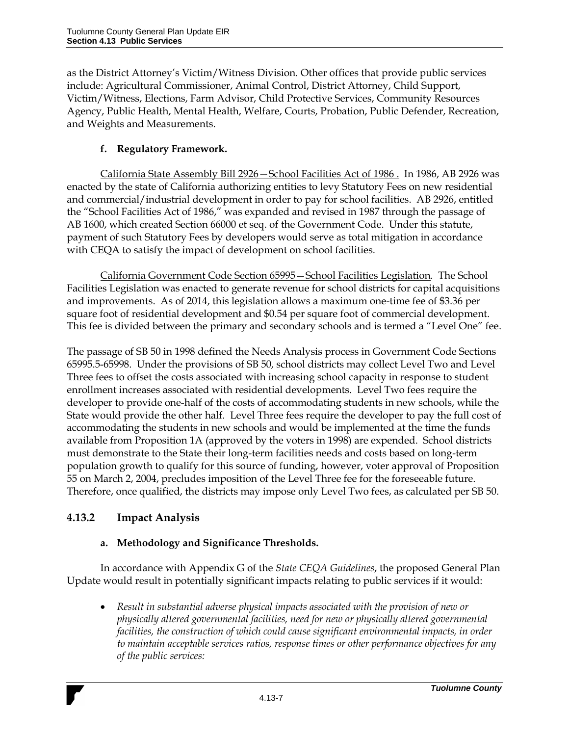as the District Attorney's Victim/Witness Division. Other offices that provide public services include: Agricultural Commissioner, Animal Control, District Attorney, Child Support, Victim/Witness, Elections, Farm Advisor, Child Protective Services, Community Resources Agency, Public Health, Mental Health, Welfare, Courts, Probation, Public Defender, Recreation, and Weights and Measurements.

#### f. Regulatory Framework.

California State Assembly Bill 2926—School Facilities Act of 1986 . In 1986, AB 2926 was enacted by the state of California authorizing entities to levy Statutory Fees on new residential and commercial/industrial development in order to pay for school facilities. AB 2926, entitled the "School Facilities Act of 1986," was expanded and revised in 1987 through the passage of AB 1600, which created Section 66000 et seq. of the Government Code. Under this statute, payment of such Statutory Fees by developers would serve as total mitigation in accordance with CEQA to satisfy the impact of development on school facilities.

California Government Code Section 65995—School Facilities Legislation. The School Facilities Legislation was enacted to generate revenue for school districts for capital acquisitions and improvements. As of 2014, this legislation allows a maximum one-time fee of $3.36 per square foot of residential development and $0.54 per square foot of commercial development. This fee is divided between the primary and secondary schools and is termed a "Level One" fee.

The passage of SB 50 in 1998 defined the Needs Analysis process in Government Code Sections 65995.5-65998. Under the provisions of SB 50, school districts may collect Level Two and Level Three fees to offset the costs associated with increasing school capacity in response to student enrollment increases associated with residential developments. Level Two fees require the developer to provide one-half of the costs of accommodating students in new schools, while the State would provide the other half. Level Three fees require the developer to pay the full cost of accommodating the students in new schools and would be implemented at the time the funds available from Proposition 1A (approved by the voters in 1998) are expended. School districts must demonstrate to the State their long-term facilities needs and costs based on long-term population growth to qualify for this source of funding, however, voter approval of Proposition 55 on March 2, 2004, precludes imposition of the Level Three fee for the foreseeable future. Therefore, once qualified, the districts may impose only Level Two fees, as calculated per SB 50.

## 4.13.2 Impact Analysis

#### a. Methodology and Significance Thresholds.

In accordance with Appendix G of the *State CEQA Guidelines*, the proposed General Plan Update would result in potentially significant impacts relating to public services if it would:

- *Result in substantial adverse physical impacts associated with the provision of new or physically altered governmental facilities, need for new or physically altered governmental facilities, the construction of which could cause significant environmental impacts, in order to maintain acceptable services ratios, response times or other performance objectives for any of the public services:*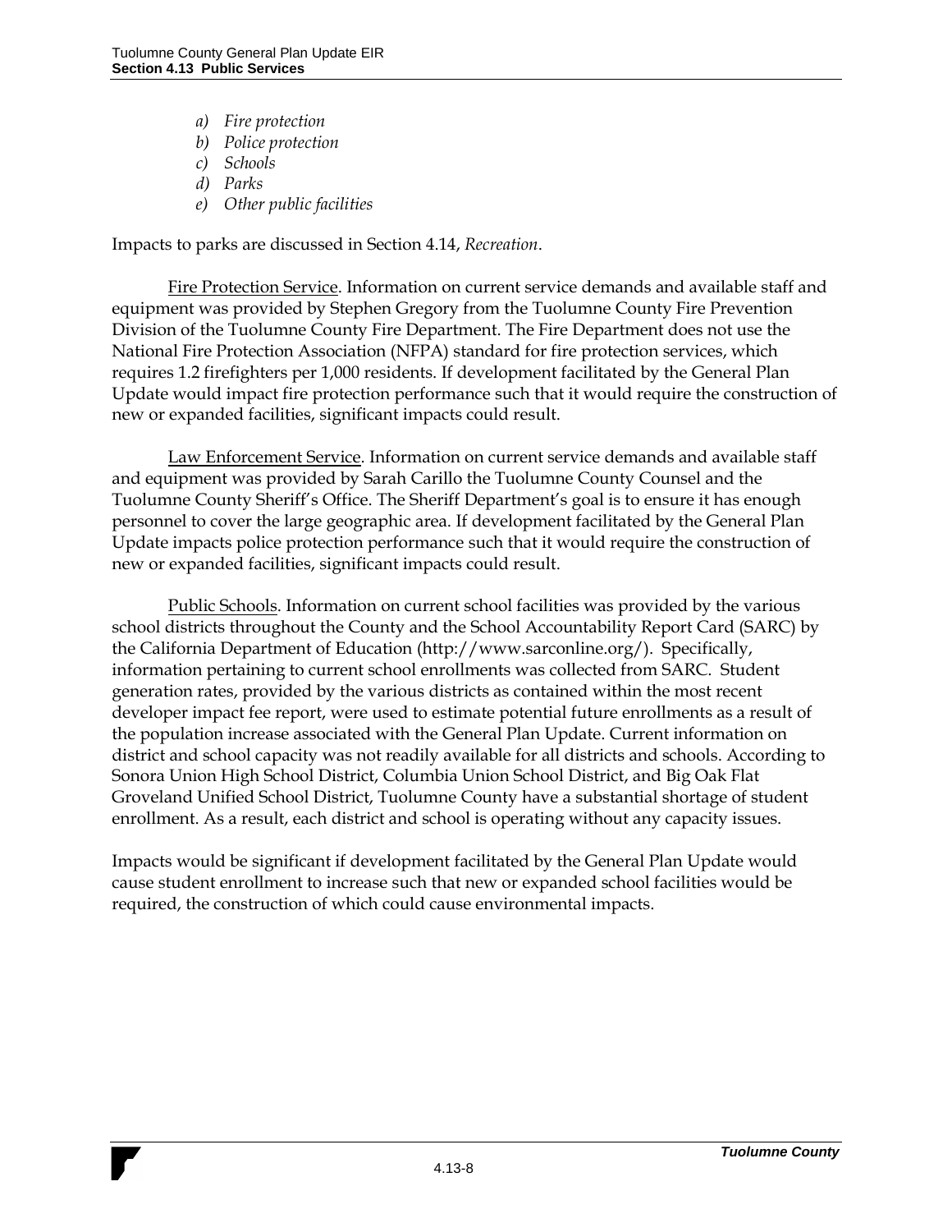*a) Fire protection*
*b) Police protection*
*c) Schools*
*d) Parks*
*e) Other public facilities*

Impacts to parks are discussed in Section 4.14, *Recreation*.

Fire Protection Service. Information on current service demands and available staff and equipment was provided by Stephen Gregory from the Tuolumne County Fire Prevention Division of the Tuolumne County Fire Department. The Fire Department does not use the National Fire Protection Association (NFPA) standard for fire protection services, which requires 1.2 firefighters per 1,000 residents. If development facilitated by the General Plan Update would impact fire protection performance such that it would require the construction of new or expanded facilities, significant impacts could result.

Law Enforcement Service. Information on current service demands and available staff and equipment was provided by Sarah Carillo the Tuolumne County Counsel and the Tuolumne County Sheriff's Office. The Sheriff Department's goal is to ensure it has enough personnel to cover the large geographic area. If development facilitated by the General Plan Update impacts police protection performance such that it would require the construction of new or expanded facilities, significant impacts could result.

Public Schools. Information on current school facilities was provided by the various school districts throughout the County and the School Accountability Report Card (SARC) by the California Department of Education (http://www.sarconline.org/). Specifically, information pertaining to current school enrollments was collected from SARC. Student generation rates, provided by the various districts as contained within the most recent developer impact fee report, were used to estimate potential future enrollments as a result of the population increase associated with the General Plan Update. Current information on district and school capacity was not readily available for all districts and schools. According to Sonora Union High School District, Columbia Union School District, and Big Oak Flat Groveland Unified School District, Tuolumne County have a substantial shortage of student enrollment. As a result, each district and school is operating without any capacity issues.

Impacts would be significant if development facilitated by the General Plan Update would cause student enrollment to increase such that new or expanded school facilities would be required, the construction of which could cause environmental impacts.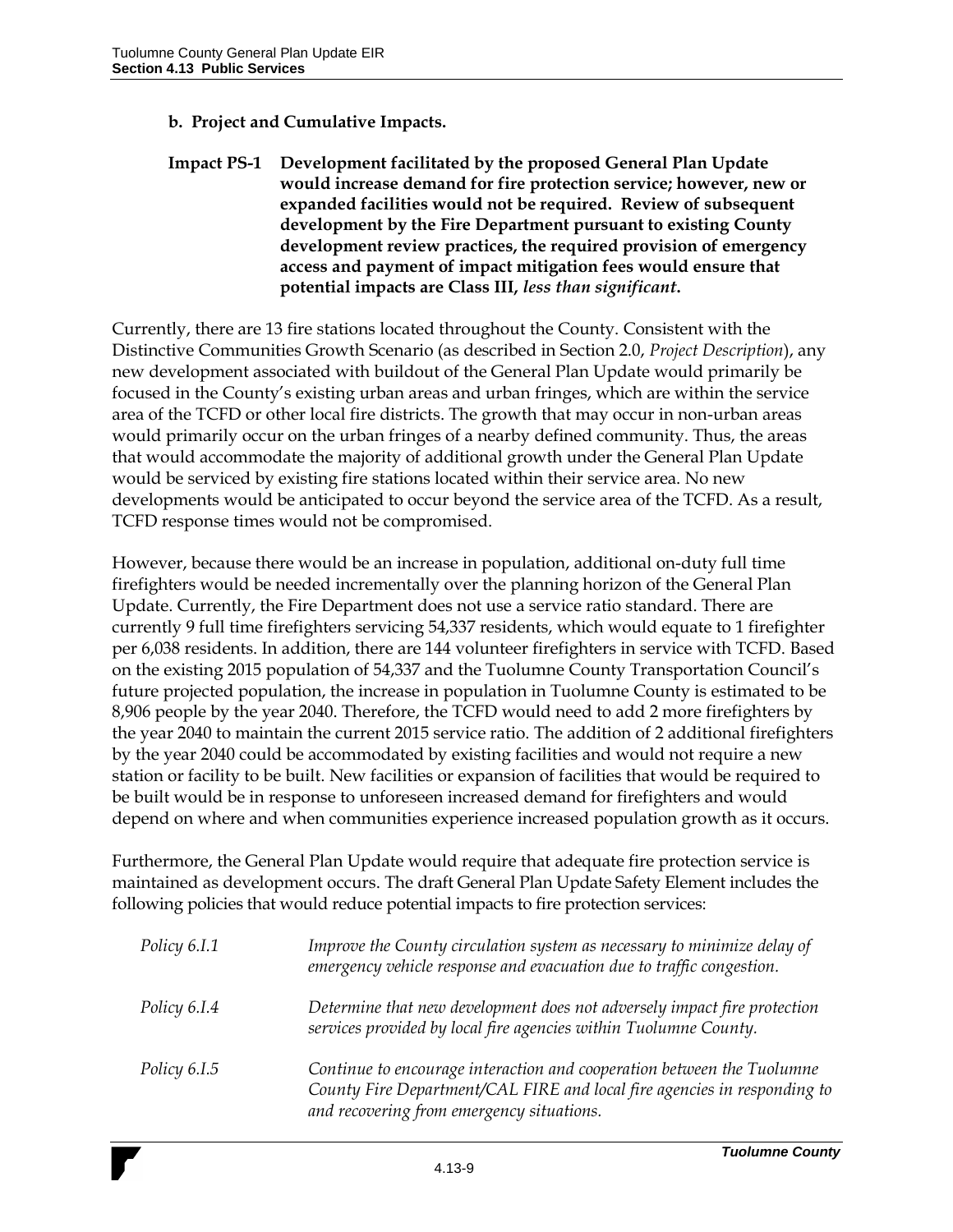**b. Project and Cumulative Impacts.**

**Impact PS-1 Development facilitated by the proposed General Plan Update would increase demand for fire protection service; however, new or expanded facilities would not be required. Review of subsequent development by the Fire Department pursuant to existing County development review practices, the required provision of emergency access and payment of impact mitigation fees would ensure that potential impacts are Class III, *less than significant*.**

Currently, there are 13 fire stations located throughout the County. Consistent with the Distinctive Communities Growth Scenario (as described in Section 2.0, *Project Description*), any new development associated with buildout of the General Plan Update would primarily be focused in the County's existing urban areas and urban fringes, which are within the service area of the TCFD or other local fire districts. The growth that may occur in non-urban areas would primarily occur on the urban fringes of a nearby defined community. Thus, the areas that would accommodate the majority of additional growth under the General Plan Update would be serviced by existing fire stations located within their service area. No new developments would be anticipated to occur beyond the service area of the TCFD. As a result, TCFD response times would not be compromised.

However, because there would be an increase in population, additional on-duty full time firefighters would be needed incrementally over the planning horizon of the General Plan Update. Currently, the Fire Department does not use a service ratio standard. There are currently 9 full time firefighters servicing 54,337 residents, which would equate to 1 firefighter per 6,038 residents. In addition, there are 144 volunteer firefighters in service with TCFD. Based on the existing 2015 population of 54,337 and the Tuolumne County Transportation Council's future projected population, the increase in population in Tuolumne County is estimated to be 8,906 people by the year 2040. Therefore, the TCFD would need to add 2 more firefighters by the year 2040 to maintain the current 2015 service ratio. The addition of 2 additional firefighters by the year 2040 could be accommodated by existing facilities and would not require a new station or facility to be built. New facilities or expansion of facilities that would be required to be built would be in response to unforeseen increased demand for firefighters and would depend on where and when communities experience increased population growth as it occurs.

Furthermore, the General Plan Update would require that adequate fire protection service is maintained as development occurs. The draft General Plan Update Safety Element includes the following policies that would reduce potential impacts to fire protection services:

*Policy 6.I.1* *Improve the County circulation system as necessary to minimize delay of emergency vehicle response and evacuation due to traffic congestion.*

*Policy 6.I.4* *Determine that new development does not adversely impact fire protection services provided by local fire agencies within Tuolumne County.*

*Policy 6.I.5* *Continue to encourage interaction and cooperation between the Tuolumne County Fire Department/CAL FIRE and local fire agencies in responding to and recovering from emergency situations.*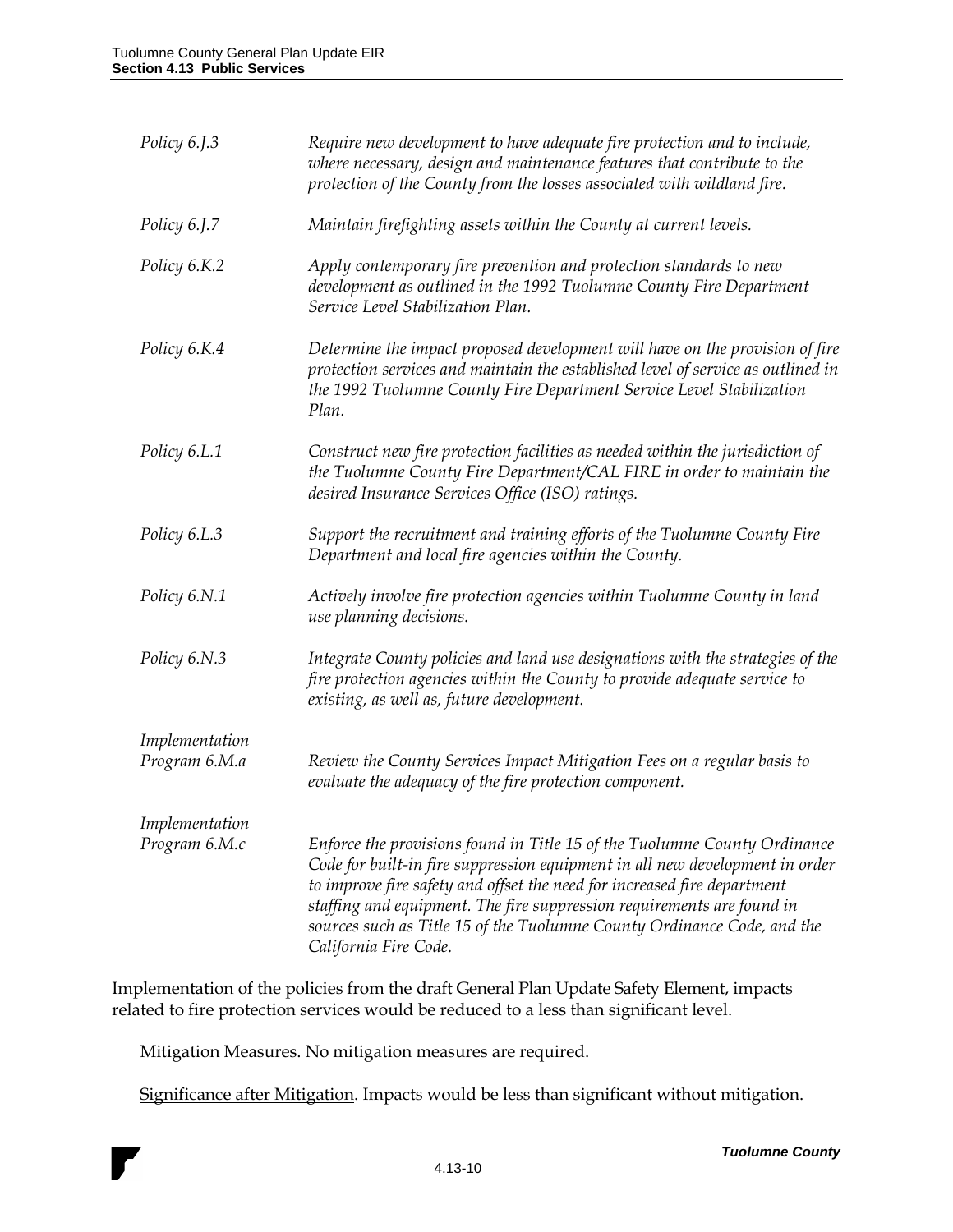*Policy 6.J.3* — *Require new development to have adequate fire protection and to include, where necessary, design and maintenance features that contribute to the protection of the County from the losses associated with wildland fire.*

*Policy 6.J.7* — *Maintain firefighting assets within the County at current levels.*

*Policy 6.K.2* — *Apply contemporary fire prevention and protection standards to new development as outlined in the 1992 Tuolumne County Fire Department Service Level Stabilization Plan.*

*Policy 6.K.4* — *Determine the impact proposed development will have on the provision of fire protection services and maintain the established level of service as outlined in the 1992 Tuolumne County Fire Department Service Level Stabilization Plan.*

*Policy 6.L.1* — *Construct new fire protection facilities as needed within the jurisdiction of the Tuolumne County Fire Department/CAL FIRE in order to maintain the desired Insurance Services Office (ISO) ratings.*

*Policy 6.L.3* — *Support the recruitment and training efforts of the Tuolumne County Fire Department and local fire agencies within the County.*

*Policy 6.N.1* — *Actively involve fire protection agencies within Tuolumne County in land use planning decisions.*

*Policy 6.N.3* — *Integrate County policies and land use designations with the strategies of the fire protection agencies within the County to provide adequate service to existing, as well as, future development.*

*Implementation Program 6.M.a* — *Review the County Services Impact Mitigation Fees on a regular basis to evaluate the adequacy of the fire protection component.*

*Implementation Program 6.M.c* — *Enforce the provisions found in Title 15 of the Tuolumne County Ordinance Code for built-in fire suppression equipment in all new development in order to improve fire safety and offset the need for increased fire department staffing and equipment. The fire suppression requirements are found in sources such as Title 15 of the Tuolumne County Ordinance Code, and the California Fire Code.*

Implementation of the policies from the draft General Plan Update Safety Element, impacts related to fire protection services would be reduced to a less than significant level.

Mitigation Measures. No mitigation measures are required.

Significance after Mitigation. Impacts would be less than significant without mitigation.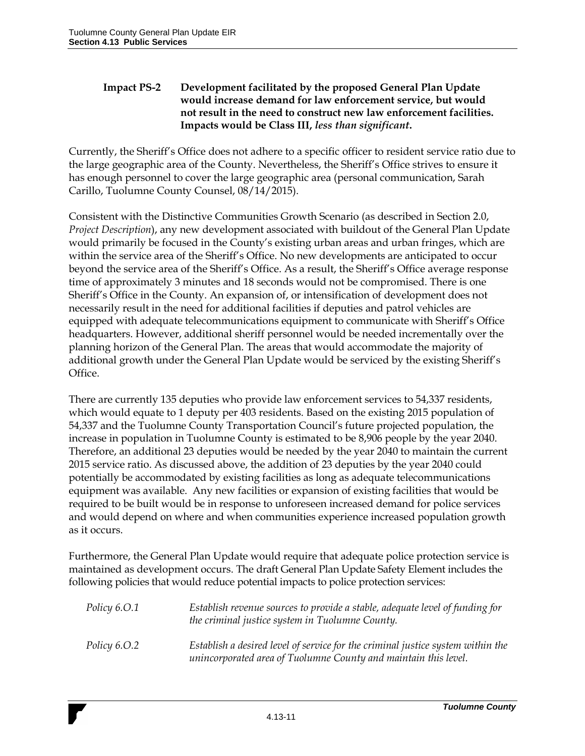**Impact PS-2 Development facilitated by the proposed General Plan Update would increase demand for law enforcement service, but would not result in the need to construct new law enforcement facilities. Impacts would be Class III, *less than significant*.**

Currently, the Sheriff's Office does not adhere to a specific officer to resident service ratio due to the large geographic area of the County. Nevertheless, the Sheriff's Office strives to ensure it has enough personnel to cover the large geographic area (personal communication, Sarah Carillo, Tuolumne County Counsel, 08/14/2015).

Consistent with the Distinctive Communities Growth Scenario (as described in Section 2.0, *Project Description*), any new development associated with buildout of the General Plan Update would primarily be focused in the County's existing urban areas and urban fringes, which are within the service area of the Sheriff's Office. No new developments are anticipated to occur beyond the service area of the Sheriff's Office. As a result, the Sheriff's Office average response time of approximately 3 minutes and 18 seconds would not be compromised. There is one Sheriff's Office in the County. An expansion of, or intensification of development does not necessarily result in the need for additional facilities if deputies and patrol vehicles are equipped with adequate telecommunications equipment to communicate with Sheriff's Office headquarters. However, additional sheriff personnel would be needed incrementally over the planning horizon of the General Plan. The areas that would accommodate the majority of additional growth under the General Plan Update would be serviced by the existing Sheriff's Office.

There are currently 135 deputies who provide law enforcement services to 54,337 residents, which would equate to 1 deputy per 403 residents. Based on the existing 2015 population of 54,337 and the Tuolumne County Transportation Council's future projected population, the increase in population in Tuolumne County is estimated to be 8,906 people by the year 2040. Therefore, an additional 23 deputies would be needed by the year 2040 to maintain the current 2015 service ratio. As discussed above, the addition of 23 deputies by the year 2040 could potentially be accommodated by existing facilities as long as adequate telecommunications equipment was available. Any new facilities or expansion of existing facilities that would be required to be built would be in response to unforeseen increased demand for police services and would depend on where and when communities experience increased population growth as it occurs.

Furthermore, the General Plan Update would require that adequate police protection service is maintained as development occurs. The draft General Plan Update Safety Element includes the following policies that would reduce potential impacts to police protection services:

*Policy 6.O.1* *Establish revenue sources to provide a stable, adequate level of funding for the criminal justice system in Tuolumne County.*

*Policy 6.O.2* *Establish a desired level of service for the criminal justice system within the unincorporated area of Tuolumne County and maintain this level.*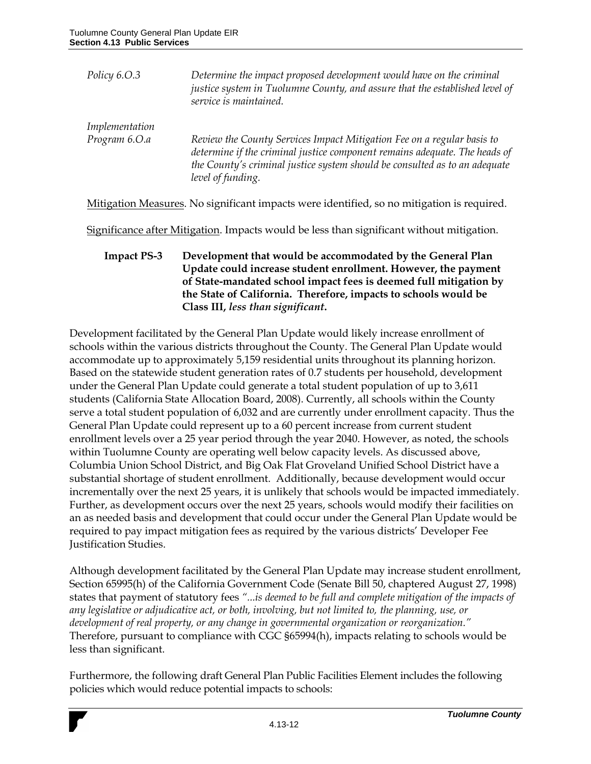| | |
|---|---|
| *Policy 6.O.3* | *Determine the impact proposed development would have on the criminal justice system in Tuolumne County, and assure that the established level of service is maintained.* |
| *Implementation Program 6.O.a* | *Review the County Services Impact Mitigation Fee on a regular basis to determine if the criminal justice component remains adequate. The heads of the County's criminal justice system should be consulted as to an adequate level of funding.* |

Mitigation Measures. No significant impacts were identified, so no mitigation is required.

Significance after Mitigation. Impacts would be less than significant without mitigation.

**Impact PS-3 Development that would be accommodated by the General Plan Update could increase student enrollment. However, the payment of State-mandated school impact fees is deemed full mitigation by the State of California. Therefore, impacts to schools would be Class III, *less than significant*.**

Development facilitated by the General Plan Update would likely increase enrollment of schools within the various districts throughout the County. The General Plan Update would accommodate up to approximately 5,159 residential units throughout its planning horizon. Based on the statewide student generation rates of 0.7 students per household, development under the General Plan Update could generate a total student population of up to 3,611 students (California State Allocation Board, 2008). Currently, all schools within the County serve a total student population of 6,032 and are currently under enrollment capacity. Thus the General Plan Update could represent up to a 60 percent increase from current student enrollment levels over a 25 year period through the year 2040. However, as noted, the schools within Tuolumne County are operating well below capacity levels. As discussed above, Columbia Union School District, and Big Oak Flat Groveland Unified School District have a substantial shortage of student enrollment. Additionally, because development would occur incrementally over the next 25 years, it is unlikely that schools would be impacted immediately. Further, as development occurs over the next 25 years, schools would modify their facilities on an as needed basis and development that could occur under the General Plan Update would be required to pay impact mitigation fees as required by the various districts' Developer Fee Justification Studies.

Although development facilitated by the General Plan Update may increase student enrollment, Section 65995(h) of the California Government Code (Senate Bill 50, chaptered August 27, 1998) states that payment of statutory fees *"...is deemed to be full and complete mitigation of the impacts of any legislative or adjudicative act, or both, involving, but not limited to, the planning, use, or development of real property, or any change in governmental organization or reorganization."* Therefore, pursuant to compliance with CGC §65994(h), impacts relating to schools would be less than significant.

Furthermore, the following draft General Plan Public Facilities Element includes the following policies which would reduce potential impacts to schools: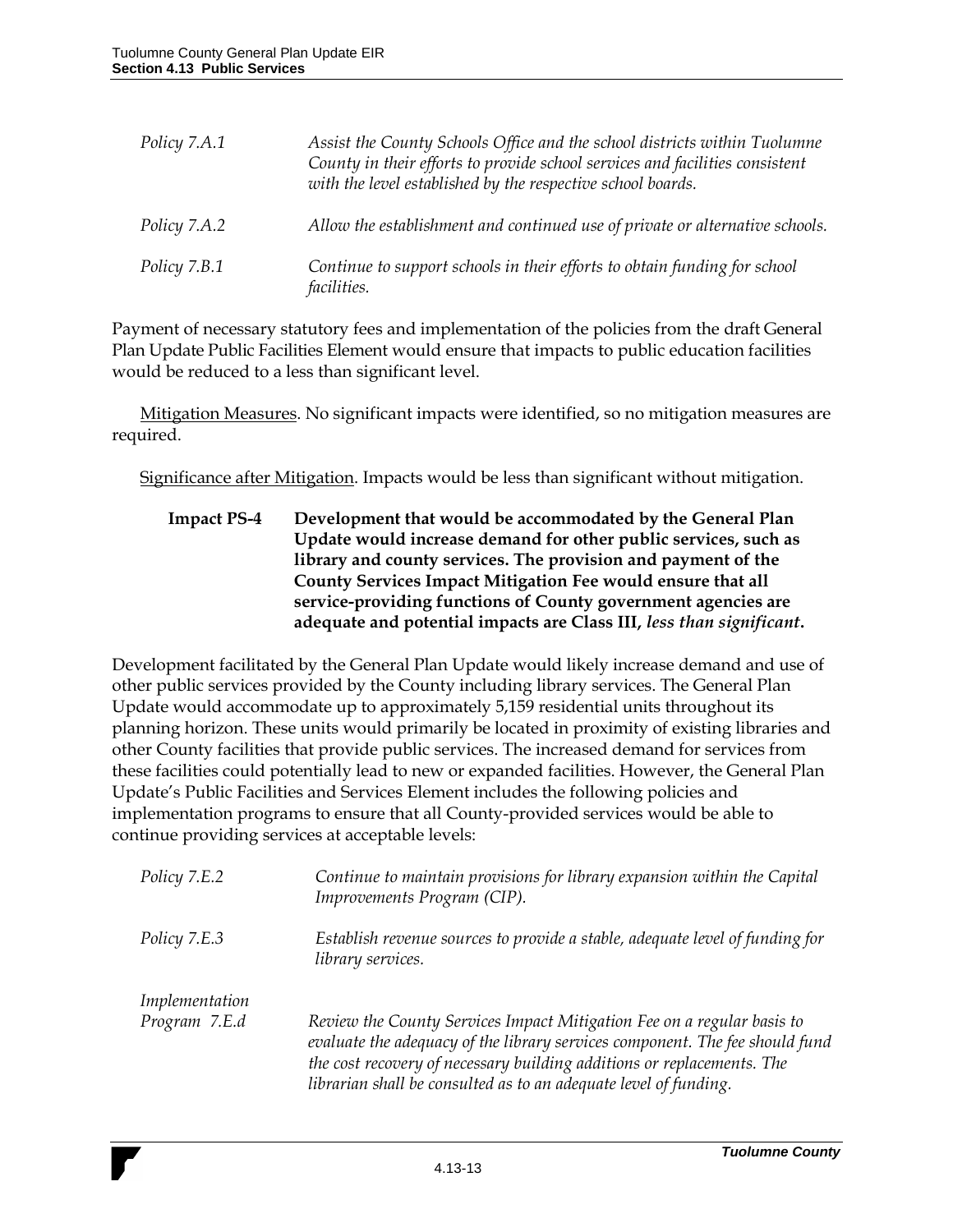| | |
|---|---|
| *Policy 7.A.1* | *Assist the County Schools Office and the school districts within Tuolumne County in their efforts to provide school services and facilities consistent with the level established by the respective school boards.* |
| *Policy 7.A.2* | *Allow the establishment and continued use of private or alternative schools.* |
| *Policy 7.B.1* | *Continue to support schools in their efforts to obtain funding for school facilities.* |

Payment of necessary statutory fees and implementation of the policies from the draft General Plan Update Public Facilities Element would ensure that impacts to public education facilities would be reduced to a less than significant level.

Mitigation Measures. No significant impacts were identified, so no mitigation measures are required.

Significance after Mitigation. Impacts would be less than significant without mitigation.

**Impact PS-4 Development that would be accommodated by the General Plan Update would increase demand for other public services, such as library and county services. The provision and payment of the County Services Impact Mitigation Fee would ensure that all service-providing functions of County government agencies are adequate and potential impacts are Class III, *less than significant*.**

Development facilitated by the General Plan Update would likely increase demand and use of other public services provided by the County including library services. The General Plan Update would accommodate up to approximately 5,159 residential units throughout its planning horizon. These units would primarily be located in proximity of existing libraries and other County facilities that provide public services. The increased demand for services from these facilities could potentially lead to new or expanded facilities. However, the General Plan Update's Public Facilities and Services Element includes the following policies and implementation programs to ensure that all County-provided services would be able to continue providing services at acceptable levels:

| | |
|---|---|
| *Policy 7.E.2* | *Continue to maintain provisions for library expansion within the Capital Improvements Program (CIP).* |
| *Policy 7.E.3* | *Establish revenue sources to provide a stable, adequate level of funding for library services.* |
| *Implementation Program 7.E.d* | *Review the County Services Impact Mitigation Fee on a regular basis to evaluate the adequacy of the library services component. The fee should fund the cost recovery of necessary building additions or replacements. The librarian shall be consulted as to an adequate level of funding.* |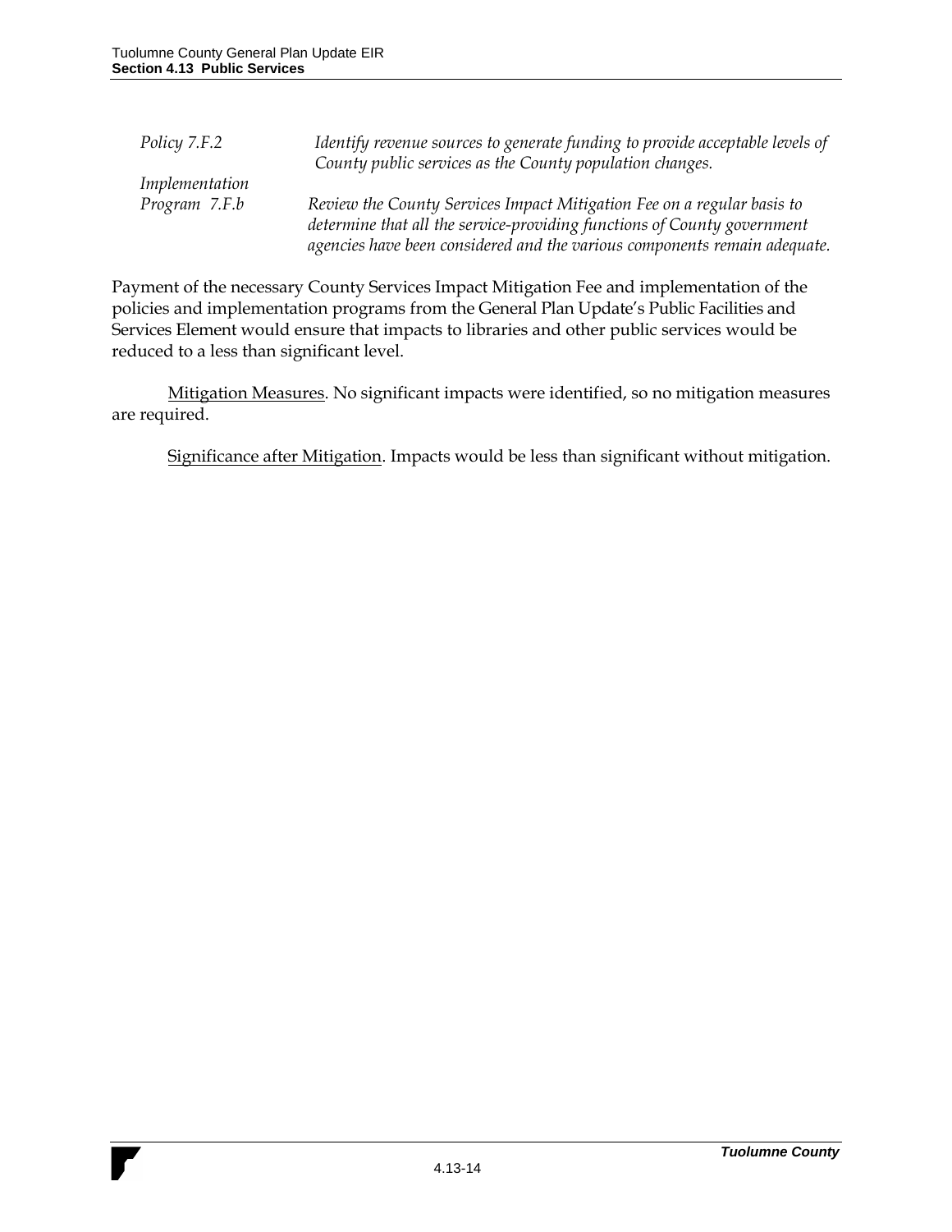*Policy 7.F.2* *Identify revenue sources to generate funding to provide acceptable levels of County public services as the County population changes.*

*Implementation Program 7.F.b* *Review the County Services Impact Mitigation Fee on a regular basis to determine that all the service-providing functions of County government agencies have been considered and the various components remain adequate.*

Payment of the necessary County Services Impact Mitigation Fee and implementation of the policies and implementation programs from the General Plan Update's Public Facilities and Services Element would ensure that impacts to libraries and other public services would be reduced to a less than significant level.

Mitigation Measures. No significant impacts were identified, so no mitigation measures are required.

Significance after Mitigation. Impacts would be less than significant without mitigation.